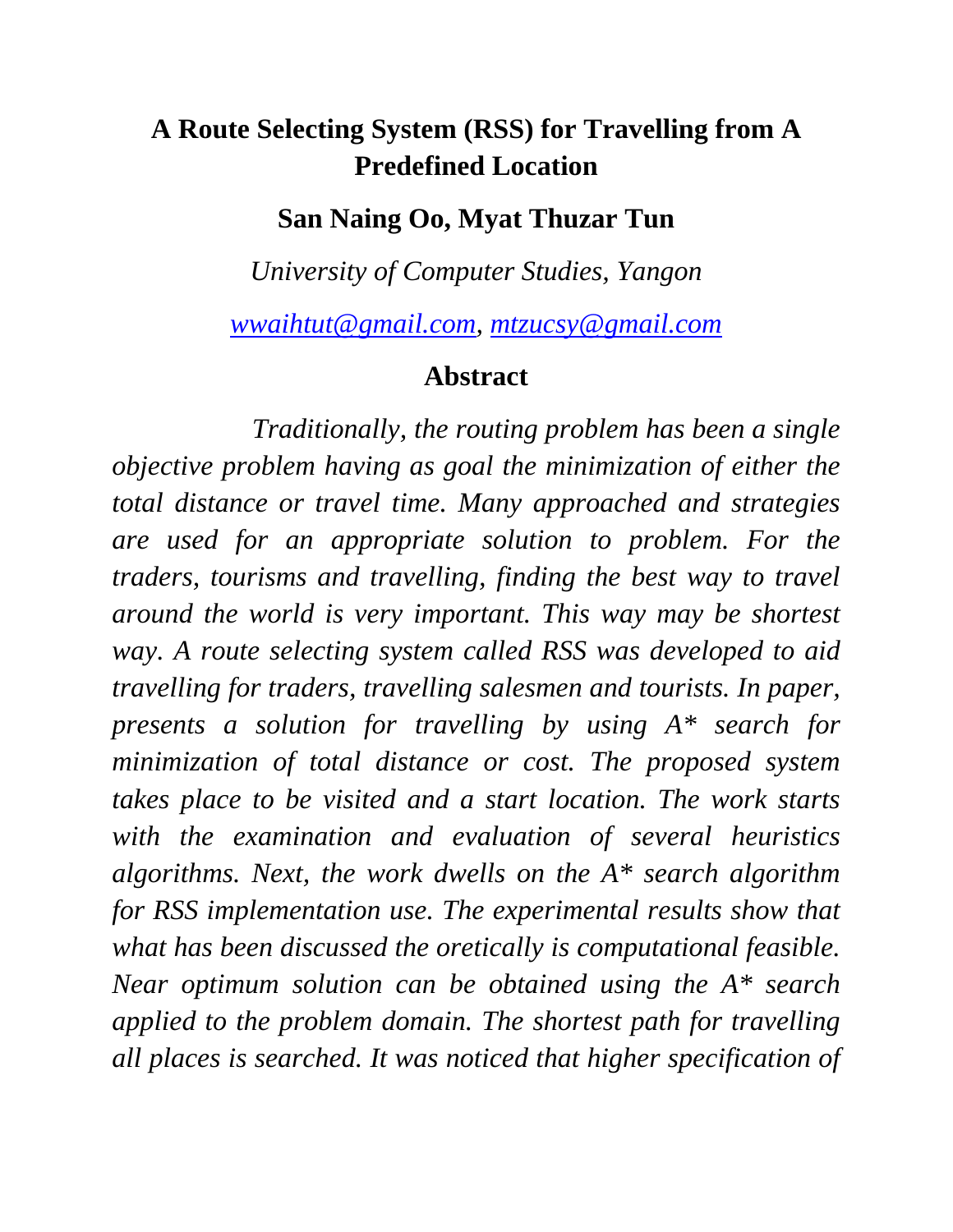# A Route Selecting System (RSS) for Travelling from A Predefined Location

**San Naing Oo, Myat Thuzar Tun**

*University of Computer Studies, Yangon*

*wwaihtut@gmail.com, mtzucsy@gmail.com*

## Abstract

*Traditionally, the routing problem has been a single objective problem having as goal the minimization of either the total distance or travel time. Many approached and strategies are used for an appropriate solution to problem. For the traders, tourisms and travelling, finding the best way to travel around the world is very important. This way may be shortest way. A route selecting system called RSS was developed to aid travelling for traders, travelling salesmen and tourists. In paper, presents a solution for travelling by using A* search for minimization of total distance or cost. The proposed system takes place to be visited and a start location. The work starts with the examination and evaluation of several heuristics algorithms. Next, the work dwells on the A* search algorithm for RSS implementation use. The experimental results show that what has been discussed the oretically is computational feasible. Near optimum solution can be obtained using the A* search applied to the problem domain. The shortest path for travelling all places is searched. It was noticed that higher specification of*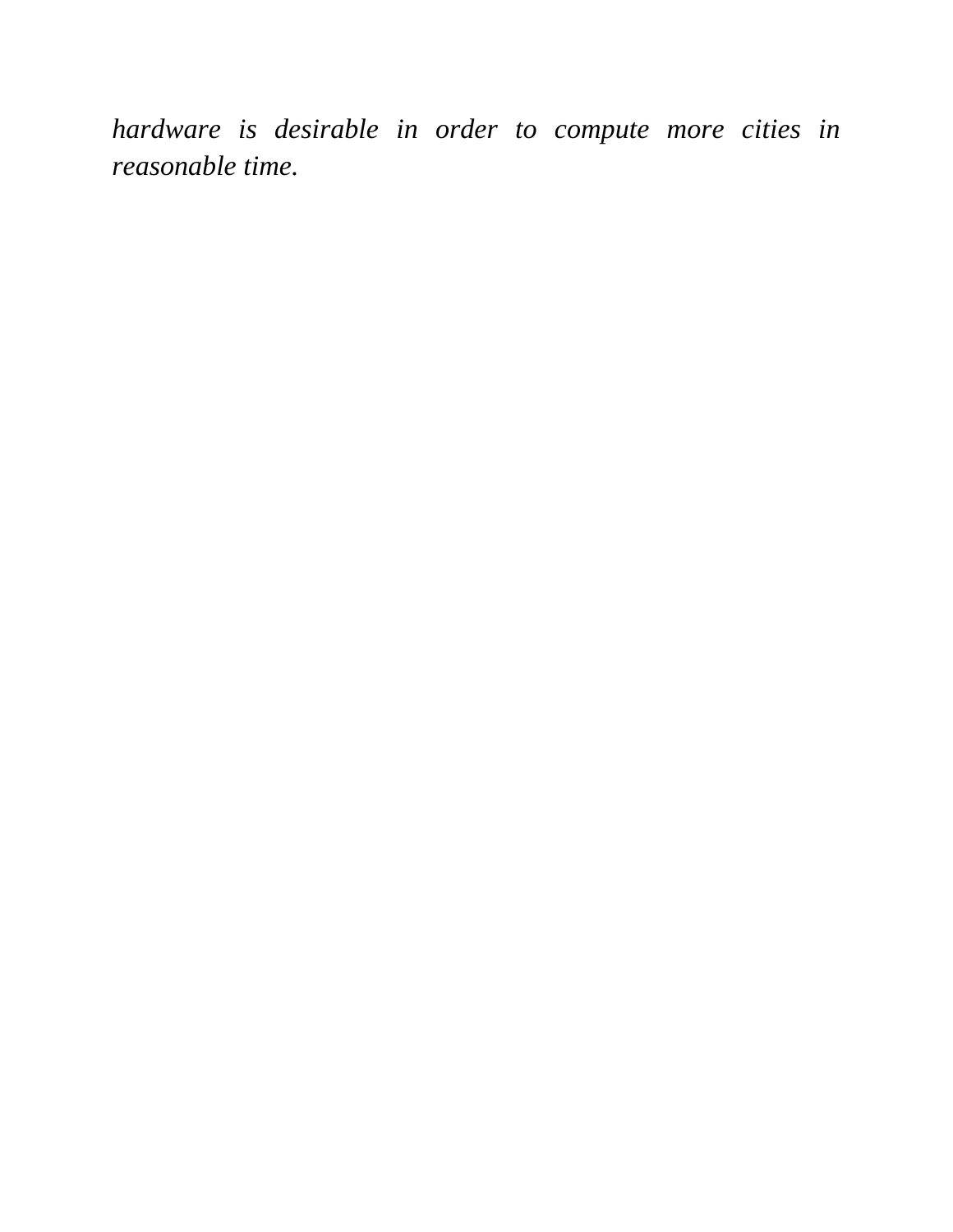*hardware is desirable in order to compute more cities in reasonable time.*